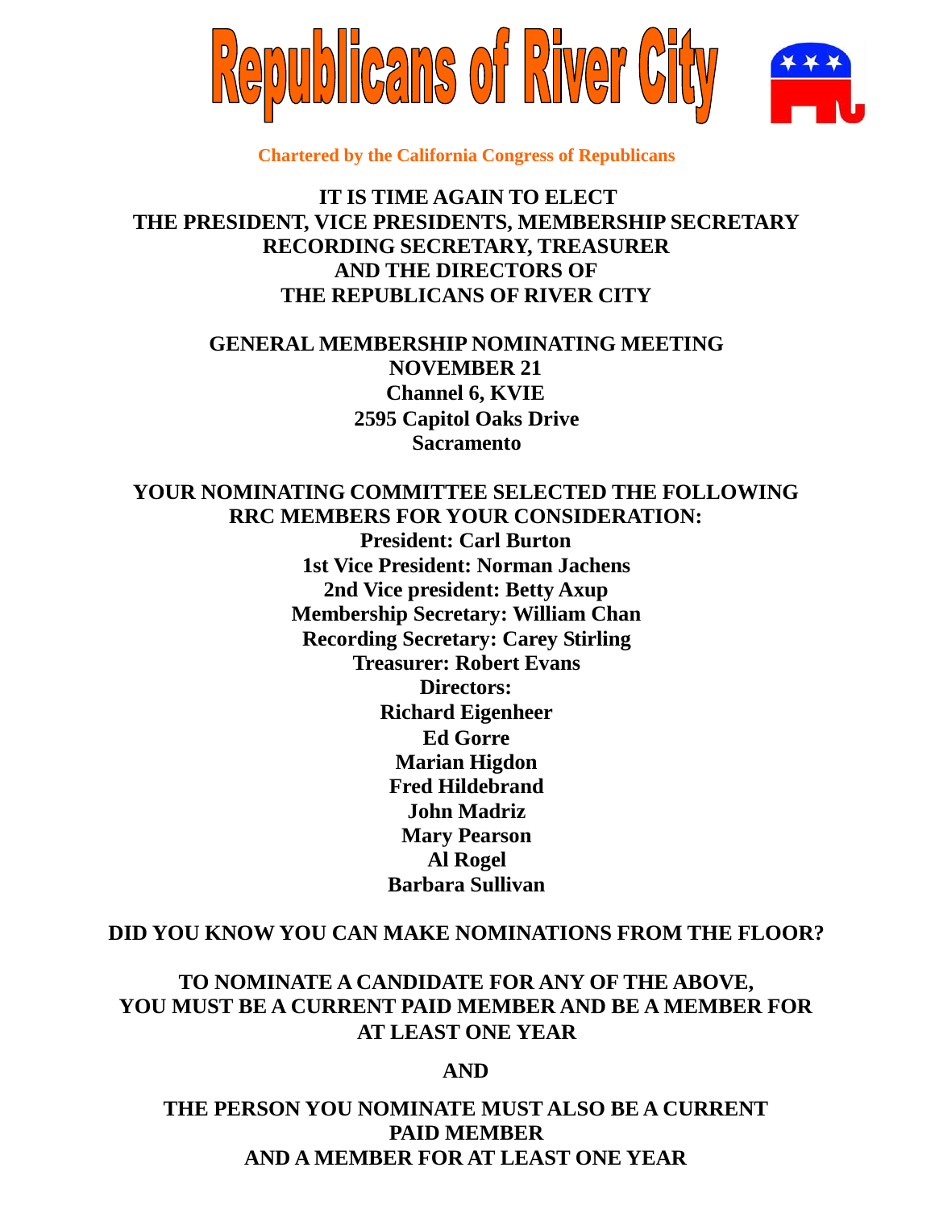# Republicans of River City

**Chartered by the California Congress of Republicans**

**IT IS TIME AGAIN TO ELECT
THE PRESIDENT, VICE PRESIDENTS, MEMBERSHIP SECRETARY
RECORDING SECRETARY, TREASURER
AND THE DIRECTORS OF
THE REPUBLICANS OF RIVER CITY**

**GENERAL MEMBERSHIP NOMINATING MEETING
NOVEMBER 21
Channel 6, KVIE
2595 Capitol Oaks Drive
Sacramento**

**YOUR NOMINATING COMMITTEE SELECTED THE FOLLOWING
RRC MEMBERS FOR YOUR CONSIDERATION:**

**President: Carl Burton**
**1st Vice President: Norman Jachens**
**2nd Vice president: Betty Axup**
**Membership Secretary: William Chan**
**Recording Secretary: Carey Stirling**
**Treasurer: Robert Evans**
**Directors:**
**Richard Eigenheer**
**Ed Gorre**
**Marian Higdon**
**Fred Hildebrand**
**John Madriz**
**Mary Pearson**
**Al Rogel**
**Barbara Sullivan**

**DID YOU KNOW YOU CAN MAKE NOMINATIONS FROM THE FLOOR?**

**TO NOMINATE A CANDIDATE FOR ANY OF THE ABOVE,
YOU MUST BE A CURRENT PAID MEMBER AND BE A MEMBER FOR
AT LEAST ONE YEAR**

**AND**

**THE PERSON YOU NOMINATE MUST ALSO BE A CURRENT
PAID MEMBER
AND A MEMBER FOR AT LEAST ONE YEAR**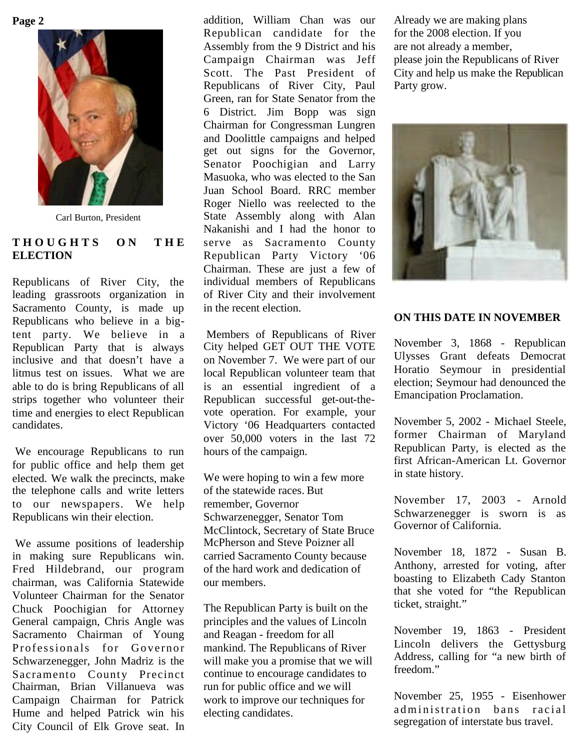Carl Burton, President

## THOUGHTS ON THE ELECTION

Republicans of River City, the leading grassroots organization in Sacramento County, is made up Republicans who believe in a big-tent party. We believe in a Republican Party that is always inclusive and that doesn't have a litmus test on issues. What we are able to do is bring Republicans of all strips together who volunteer their time and energies to elect Republican candidates.

We encourage Republicans to run for public office and help them get elected. We walk the precincts, make the telephone calls and write letters to our newspapers. We help Republicans win their election.

We assume positions of leadership in making sure Republicans win. Fred Hildebrand, our program chairman, was California Statewide Volunteer Chairman for the Senator Chuck Poochigian for Attorney General campaign, Chris Angle was Sacramento Chairman of Young Professionals for Governor Schwarzenegger, John Madriz is the Sacramento County Precinct Chairman, Brian Villanueva was Campaign Chairman for Patrick Hume and helped Patrick win his City Council of Elk Grove seat. In addition, William Chan was our Republican candidate for the Assembly from the 9 District and his Campaign Chairman was Jeff Scott. The Past President of Republicans of River City, Paul Green, ran for State Senator from the 6 District. Jim Bopp was sign Chairman for Congressman Lungren and Doolittle campaigns and helped get out signs for the Governor, Senator Poochigian and Larry Masuoka, who was elected to the San Juan School Board. RRC member Roger Niello was reelected to the State Assembly along with Alan Nakanishi and I had the honor to serve as Sacramento County Republican Party Victory '06 Chairman. These are just a few of individual members of Republicans of River City and their involvement in the recent election.

Members of Republicans of River City helped GET OUT THE VOTE on November 7. We were part of our local Republican volunteer team that is an essential ingredient of a Republican successful get-out-the-vote operation. For example, your Victory '06 Headquarters contacted over 50,000 voters in the last 72 hours of the campaign.

We were hoping to win a few more of the statewide races. But remember, Governor Schwarzenegger, Senator Tom McClintock, Secretary of State Bruce McPherson and Steve Poizner all carried Sacramento County because of the hard work and dedication of our members.

The Republican Party is built on the principles and the values of Lincoln and Reagan - freedom for all mankind. The Republicans of River will make you a promise that we will continue to encourage candidates to run for public office and we will work to improve our techniques for electing candidates.

Already we are making plans for the 2008 election. If you are not already a member, please join the Republicans of River City and help us make the Republican Party grow.

## ON THIS DATE IN NOVEMBER

November 3, 1868 - Republican Ulysses Grant defeats Democrat Horatio Seymour in presidential election; Seymour had denounced the Emancipation Proclamation.

November 5, 2002 - Michael Steele, former Chairman of Maryland Republican Party, is elected as the first African-American Lt. Governor in state history.

November 17, 2003 - Arnold Schwarzenegger is sworn is as Governor of California.

November 18, 1872 - Susan B. Anthony, arrested for voting, after boasting to Elizabeth Cady Stanton that she voted for "the Republican ticket, straight."

November 19, 1863 - President Lincoln delivers the Gettysburg Address, calling for "a new birth of freedom."

November 25, 1955 - Eisenhower administration bans racial segregation of interstate bus travel.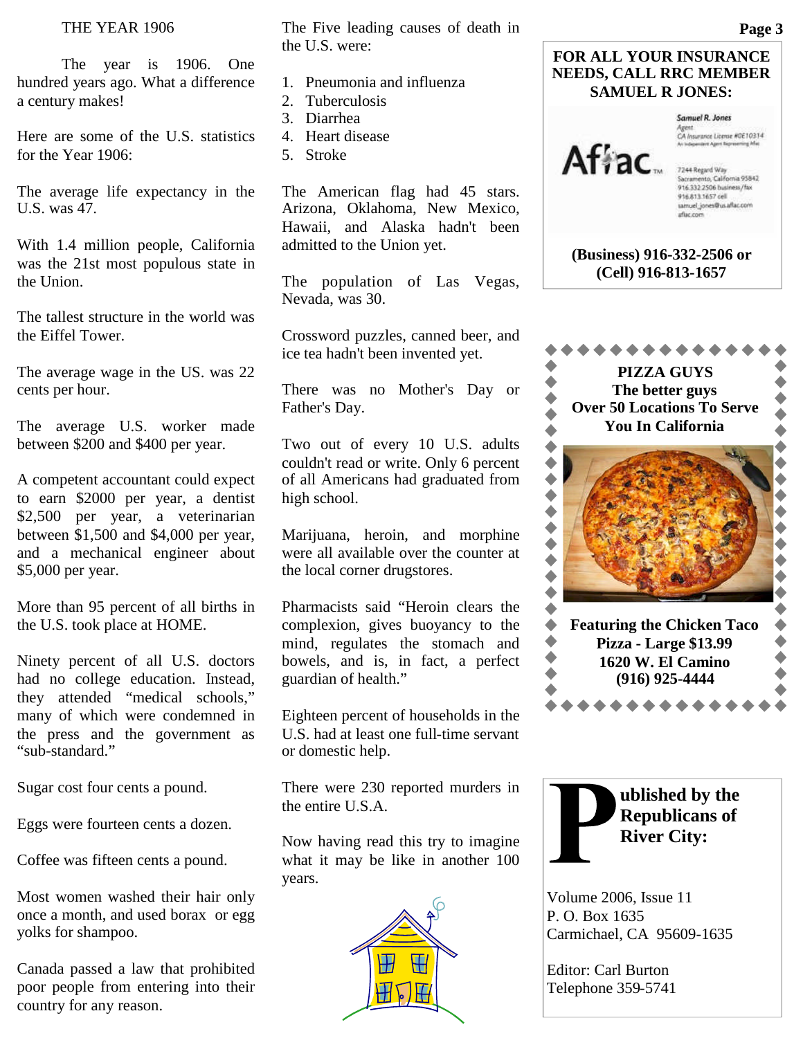# THE YEAR 1906

The year is 1906. One hundred years ago. What a difference a century makes!

Here are some of the U.S. statistics for the Year 1906:

The average life expectancy in the U.S. was 47.

With 1.4 million people, California was the 21st most populous state in the Union.

The tallest structure in the world was the Eiffel Tower.

The average wage in the US. was 22 cents per hour.

The average U.S. worker made between $200 and $400 per year.

A competent accountant could expect to earn $2000 per year, a dentist $2,500 per year, a veterinarian between $1,500 and $4,000 per year, and a mechanical engineer about $5,000 per year.

More than 95 percent of all births in the U.S. took place at HOME.

Ninety percent of all U.S. doctors had no college education. Instead, they attended "medical schools," many of which were condemned in the press and the government as "sub-standard."

Sugar cost four cents a pound.

Eggs were fourteen cents a dozen.

Coffee was fifteen cents a pound.

Most women washed their hair only once a month, and used borax or egg yolks for shampoo.

Canada passed a law that prohibited poor people from entering into their country for any reason.

The Five leading causes of death in the U.S. were:

1. Pneumonia and influenza
2. Tuberculosis
3. Diarrhea
4. Heart disease
5. Stroke

The American flag had 45 stars. Arizona, Oklahoma, New Mexico, Hawaii, and Alaska hadn't been admitted to the Union yet.

The population of Las Vegas, Nevada, was 30.

Crossword puzzles, canned beer, and ice tea hadn't been invented yet.

There was no Mother's Day or Father's Day.

Two out of every 10 U.S. adults couldn't read or write. Only 6 percent of all Americans had graduated from high school.

Marijuana, heroin, and morphine were all available over the counter at the local corner drugstores.

Pharmacists said "Heroin clears the complexion, gives buoyancy to the mind, regulates the stomach and bowels, and is, in fact, a perfect guardian of health."

Eighteen percent of households in the U.S. had at least one full-time servant or domestic help.

There were 230 reported murders in the entire U.S.A.

Now having read this try to imagine what it may be like in another 100 years.

---

**FOR ALL YOUR INSURANCE NEEDS, CALL RRC MEMBER SAMUEL R JONES:**

Aflac

Samuel R. Jones
Agent
CA Insurance License #0E10314
An Independent Agent Representing Aflac

7244 Regard Way
Sacramento, California 95842
916.332.2506 business/fax
916.813.1657 cell
samuel_jones@us.aflac.com
aflac.com

**(Business) 916-332-2506 or (Cell) 916-813-1657**

---

**PIZZA GUYS**
**The better guys**
**Over 50 Locations To Serve You In California**

**Featuring the Chicken Taco Pizza - Large $13.99**
**1620 W. El Camino**
**(916) 925-4444**

---

**Published by the Republicans of River City:**

Volume 2006, Issue 11
P. O. Box 1635
Carmichael, CA 95609-1635

Editor: Carl Burton
Telephone 359-5741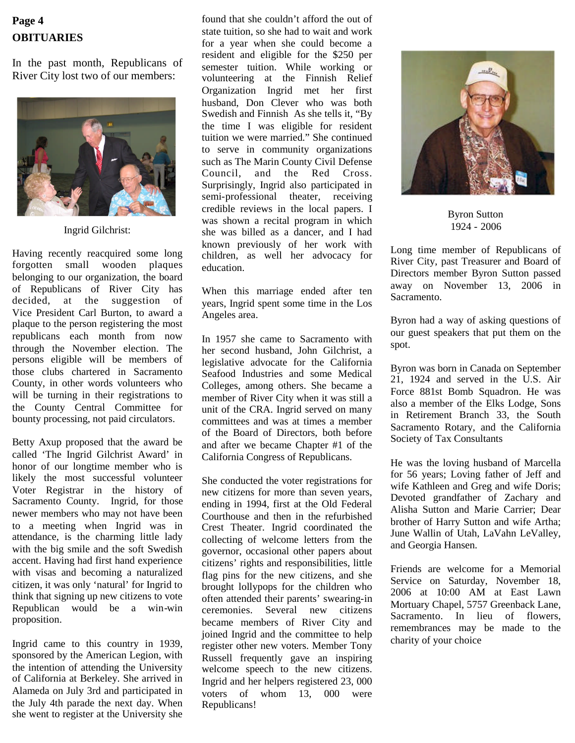## OBITUARIES

In the past month, Republicans of River City lost two of our members:

Ingrid Gilchrist:

Having recently reacquired some long forgotten small wooden plaques belonging to our organization, the board of Republicans of River City has decided, at the suggestion of Vice President Carl Burton, to award a plaque to the person registering the most republicans each month from now through the November election. The persons eligible will be members of those clubs chartered in Sacramento County, in other words volunteers who will be turning in their registrations to the County Central Committee for bounty processing, not paid circulators.

Betty Axup proposed that the award be called 'The Ingrid Gilchrist Award' in honor of our longtime member who is likely the most successful volunteer Voter Registrar in the history of Sacramento County. Ingrid, for those newer members who may not have been to a meeting when Ingrid was in attendance, is the charming little lady with the big smile and the soft Swedish accent. Having had first hand experience with visas and becoming a naturalized citizen, it was only 'natural' for Ingrid to think that signing up new citizens to vote Republican would be a win-win proposition.

Ingrid came to this country in 1939, sponsored by the American Legion, with the intention of attending the University of California at Berkeley. She arrived in Alameda on July 3rd and participated in the July 4th parade the next day. When she went to register at the University she found that she couldn't afford the out of state tuition, so she had to wait and work for a year when she could become a resident and eligible for the $250 per semester tuition. While working or volunteering at the Finnish Relief Organization Ingrid met her first husband, Don Clever who was both Swedish and Finnish As she tells it, "By the time I was eligible for resident tuition we were married." She continued to serve in community organizations such as The Marin County Civil Defense Council, and the Red Cross. Surprisingly, Ingrid also participated in semi-professional theater, receiving credible reviews in the local papers. I was shown a recital program in which she was billed as a dancer, and I had known previously of her work with children, as well her advocacy for education.

When this marriage ended after ten years, Ingrid spent some time in the Los Angeles area.

In 1957 she came to Sacramento with her second husband, John Gilchrist, a legislative advocate for the California Seafood Industries and some Medical Colleges, among others. She became a member of River City when it was still a unit of the CRA. Ingrid served on many committees and was at times a member of the Board of Directors, both before and after we became Chapter #1 of the California Congress of Republicans.

She conducted the voter registrations for new citizens for more than seven years, ending in 1994, first at the Old Federal Courthouse and then in the refurbished Crest Theater. Ingrid coordinated the collecting of welcome letters from the governor, occasional other papers about citizens' rights and responsibilities, little flag pins for the new citizens, and she brought lollypops for the children who often attended their parents' swearing-in ceremonies. Several new citizens became members of River City and joined Ingrid and the committee to help register other new voters. Member Tony Russell frequently gave an inspiring welcome speech to the new citizens. Ingrid and her helpers registered 23, 000 voters of whom 13, 000 were Republicans!

Byron Sutton
1924 - 2006

Long time member of Republicans of River City, past Treasurer and Board of Directors member Byron Sutton passed away on November 13, 2006 in Sacramento.

Byron had a way of asking questions of our guest speakers that put them on the spot.

Byron was born in Canada on September 21, 1924 and served in the U.S. Air Force 881st Bomb Squadron. He was also a member of the Elks Lodge, Sons in Retirement Branch 33, the South Sacramento Rotary, and the California Society of Tax Consultants

He was the loving husband of Marcella for 56 years; Loving father of Jeff and wife Kathleen and Greg and wife Doris; Devoted grandfather of Zachary and Alisha Sutton and Marie Carrier; Dear brother of Harry Sutton and wife Artha; June Wallin of Utah, LaVahn LeValley, and Georgia Hansen.

Friends are welcome for a Memorial Service on Saturday, November 18, 2006 at 10:00 AM at East Lawn Mortuary Chapel, 5757 Greenback Lane, Sacramento. In lieu of flowers, remembrances may be made to the charity of your choice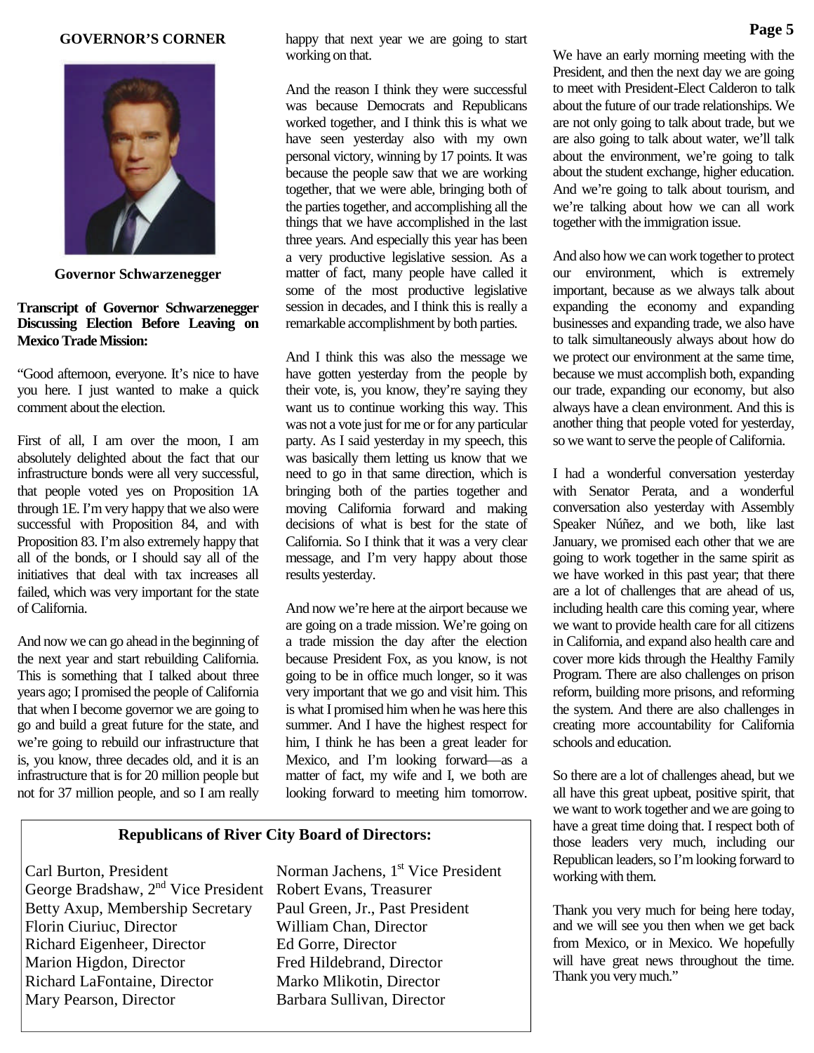## GOVERNOR'S CORNER

**Governor Schwarzenegger**

**Transcript of Governor Schwarzenegger Discussing Election Before Leaving on Mexico Trade Mission:**

"Good afternoon, everyone. It's nice to have you here. I just wanted to make a quick comment about the election.

First of all, I am over the moon, I am absolutely delighted about the fact that our infrastructure bonds were all very successful, that people voted yes on Proposition 1A through 1E. I'm very happy that we also were successful with Proposition 84, and with Proposition 83. I'm also extremely happy that all of the bonds, or I should say all of the initiatives that deal with tax increases all failed, which was very important for the state of California.

And now we can go ahead in the beginning of the next year and start rebuilding California. This is something that I talked about three years ago; I promised the people of California that when I become governor we are going to go and build a great future for the state, and we're going to rebuild our infrastructure that is, you know, three decades old, and it is an infrastructure that is for 20 million people but not for 37 million people, and so I am really happy that next year we are going to start working on that.

And the reason I think they were successful was because Democrats and Republicans worked together, and I think this is what we have seen yesterday also with my own personal victory, winning by 17 points. It was because the people saw that we are working together, that we were able, bringing both of the parties together, and accomplishing all the things that we have accomplished in the last three years. And especially this year has been a very productive legislative session. As a matter of fact, many people have called it some of the most productive legislative session in decades, and I think this is really a remarkable accomplishment by both parties.

And I think this was also the message we have gotten yesterday from the people by their vote, is, you know, they're saying they want us to continue working this way. This was not a vote just for me or for any particular party. As I said yesterday in my speech, this was basically them letting us know that we need to go in that same direction, which is bringing both of the parties together and moving California forward and making decisions of what is best for the state of California. So I think that it was a very clear message, and I'm very happy about those results yesterday.

And now we're here at the airport because we are going on a trade mission. We're going on a trade mission the day after the election because President Fox, as you know, is not going to be in office much longer, so it was very important that we go and visit him. This is what I promised him when he was here this summer. And I have the highest respect for him, I think he has been a great leader for Mexico, and I'm looking forward—as a matter of fact, my wife and I, we both are looking forward to meeting him tomorrow. We have an early morning meeting with the President, and then the next day we are going to meet with President-Elect Calderon to talk about the future of our trade relationships. We are not only going to talk about trade, but we are also going to talk about water, we'll talk about the environment, we're going to talk about the student exchange, higher education. And we're going to talk about tourism, and we're talking about how we can all work together with the immigration issue.

And also how we can work together to protect our environment, which is extremely important, because as we always talk about expanding the economy and expanding businesses and expanding trade, we also have to talk simultaneously always about how do we protect our environment at the same time, because we must accomplish both, expanding our trade, expanding our economy, but also always have a clean environment. And this is another thing that people voted for yesterday, so we want to serve the people of California.

I had a wonderful conversation yesterday with Senator Perata, and a wonderful conversation also yesterday with Assembly Speaker Núñez, and we both, like last January, we promised each other that we are going to work together in the same spirit as we have worked in this past year; that there are a lot of challenges that are ahead of us, including health care this coming year, where we want to provide health care for all citizens in California, and expand also health care and cover more kids through the Healthy Family Program. There are also challenges on prison reform, building more prisons, and reforming the system. And there are also challenges in creating more accountability for California schools and education.

So there are a lot of challenges ahead, but we all have this great upbeat, positive spirit, that we want to work together and we are going to have a great time doing that. I respect both of those leaders very much, including our Republican leaders, so I'm looking forward to working with them.

Thank you very much for being here today, and we will see you then when we get back from Mexico, or in Mexico. We hopefully will have great news throughout the time. Thank you very much."

### Republicans of River City Board of Directors:

Carl Burton, President
Norman Jachens, 1st Vice President
George Bradshaw, 2nd Vice President
Robert Evans, Treasurer
Betty Axup, Membership Secretary
Paul Green, Jr., Past President
Florin Ciuriuc, Director
William Chan, Director
Richard Eigenheer, Director
Ed Gorre, Director
Marion Higdon, Director
Fred Hildebrand, Director
Richard LaFontaine, Director
Marko Mlikotin, Director
Mary Pearson, Director
Barbara Sullivan, Director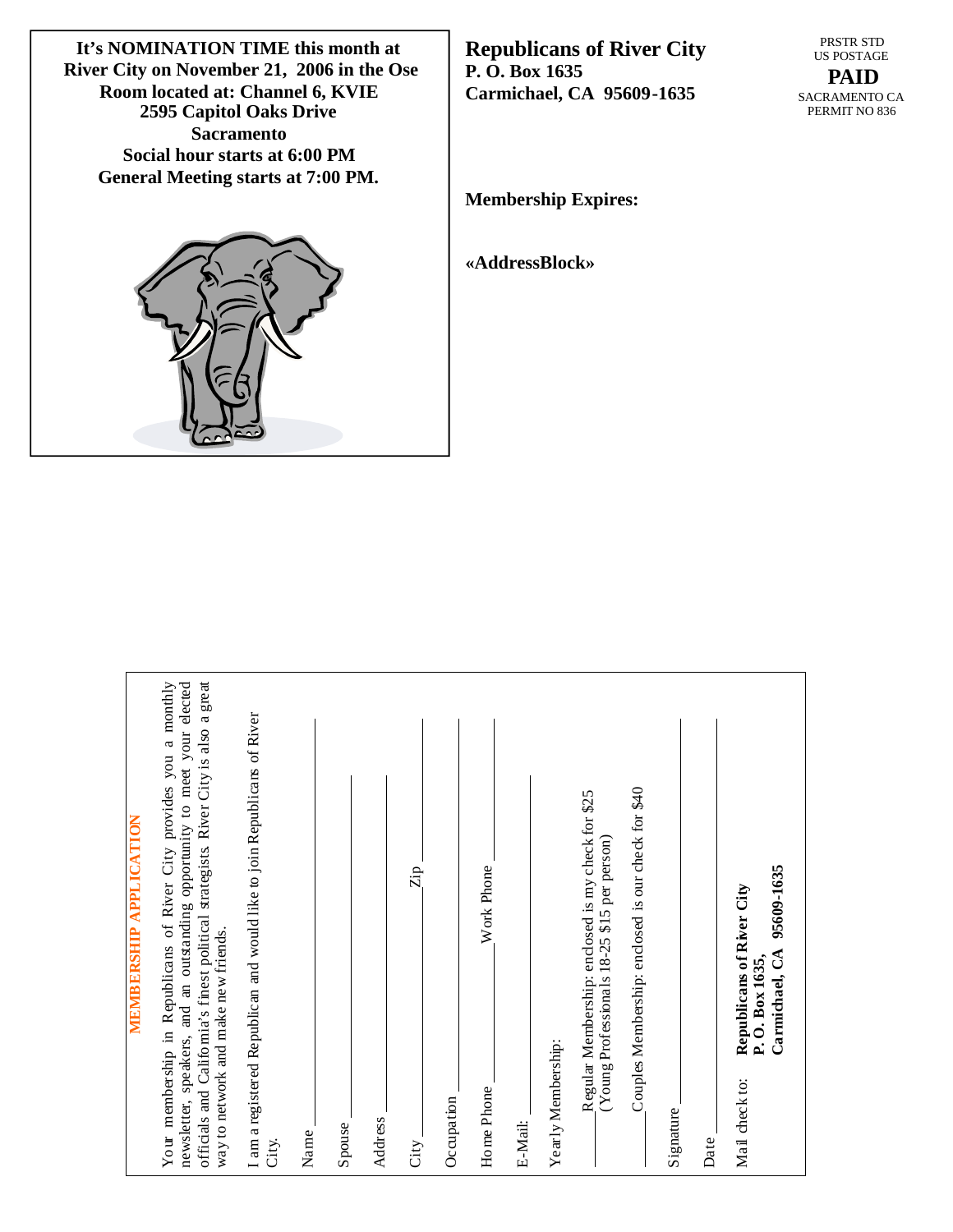**It's NOMINATION TIME this month at River City on November 21, 2006 in the Ose Room located at: Channel 6, KVIE 2595 Capitol Oaks Drive Sacramento Social hour starts at 6:00 PM General Meeting starts at 7:00 PM.**

**Republicans of River City**
**P. O. Box 1635**
**Carmichael, CA 95609-1635**

PRSTR STD
US POSTAGE
**PAID**
SACRAMENTO CA
PERMIT NO 836

**Membership Expires:**

**«AddressBlock»**

## MEMBERSHIP APPLICATION

Your membership in Republicans of River City provides you a monthly newsletter, speakers, and an outstanding opportunity to meet your elected officials and California's finest political strategists. River City is also a great way to network and make new friends.

I am a registered Republican and would like to join Republicans of River City.

Name ______________________________

Spouse ______________________________

Address ______________________________

City ____________ Zip ____________

Occupation ______________________________

Home Phone ____________ Work Phone ____________

E-Mail: ______________________________

Yearly Membership:

_____ Regular Membership: enclosed is my check for $25 (Young Professionals 18-25 $15 per person)

_____ Couples Membership: enclosed is our check for $40

Signature ______________________________

Date ______________________________

Mail check to: **Republicans of River City**
**P. O. Box 1635,**
**Carmichael, CA 95609-1635**